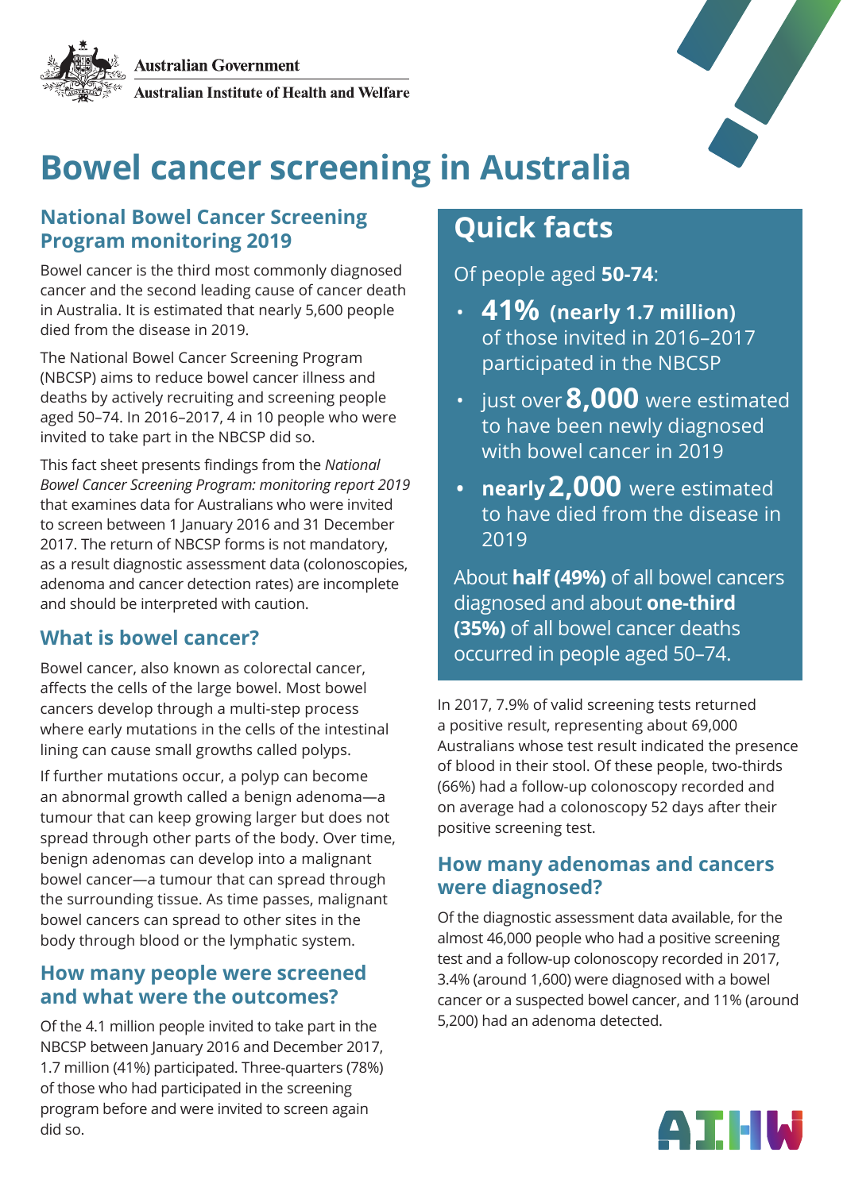Australian Government

Australian Institute of Health and Welfare

# Bowel cancer screening in Australia

## National Bowel Cancer Screening Program monitoring 2019

Bowel cancer is the third most commonly diagnosed cancer and the second leading cause of cancer death in Australia. It is estimated that nearly 5,600 people died from the disease in 2019.

The National Bowel Cancer Screening Program (NBCSP) aims to reduce bowel cancer illness and deaths by actively recruiting and screening people aged 50–74. In 2016–2017, 4 in 10 people who were invited to take part in the NBCSP did so.

This fact sheet presents findings from the *National Bowel Cancer Screening Program: monitoring report 2019* that examines data for Australians who were invited to screen between 1 January 2016 and 31 December 2017. The return of NBCSP forms is not mandatory, as a result diagnostic assessment data (colonoscopies, adenoma and cancer detection rates) are incomplete and should be interpreted with caution.

## What is bowel cancer?

Bowel cancer, also known as colorectal cancer, affects the cells of the large bowel. Most bowel cancers develop through a multi-step process where early mutations in the cells of the intestinal lining can cause small growths called polyps.

If further mutations occur, a polyp can become an abnormal growth called a benign adenoma—a tumour that can keep growing larger but does not spread through other parts of the body. Over time, benign adenomas can develop into a malignant bowel cancer—a tumour that can spread through the surrounding tissue. As time passes, malignant bowel cancers can spread to other sites in the body through blood or the lymphatic system.

## How many people were screened and what were the outcomes?

Of the 4.1 million people invited to take part in the NBCSP between January 2016 and December 2017, 1.7 million (41%) participated. Three-quarters (78%) of those who had participated in the screening program before and were invited to screen again did so.

## Quick facts

Of people aged **50-74**:

- **41% (nearly 1.7 million)** of those invited in 2016–2017 participated in the NBCSP
- just over **8,000** were estimated to have been newly diagnosed with bowel cancer in 2019
- **nearly 2,000** were estimated to have died from the disease in 2019

About **half (49%)** of all bowel cancers diagnosed and about **one-third (35%)** of all bowel cancer deaths occurred in people aged 50–74.

In 2017, 7.9% of valid screening tests returned a positive result, representing about 69,000 Australians whose test result indicated the presence of blood in their stool. Of these people, two-thirds (66%) had a follow-up colonoscopy recorded and on average had a colonoscopy 52 days after their positive screening test.

## How many adenomas and cancers were diagnosed?

Of the diagnostic assessment data available, for the almost 46,000 people who had a positive screening test and a follow-up colonoscopy recorded in 2017, 3.4% (around 1,600) were diagnosed with a bowel cancer or a suspected bowel cancer, and 11% (around 5,200) had an adenoma detected.

AIHW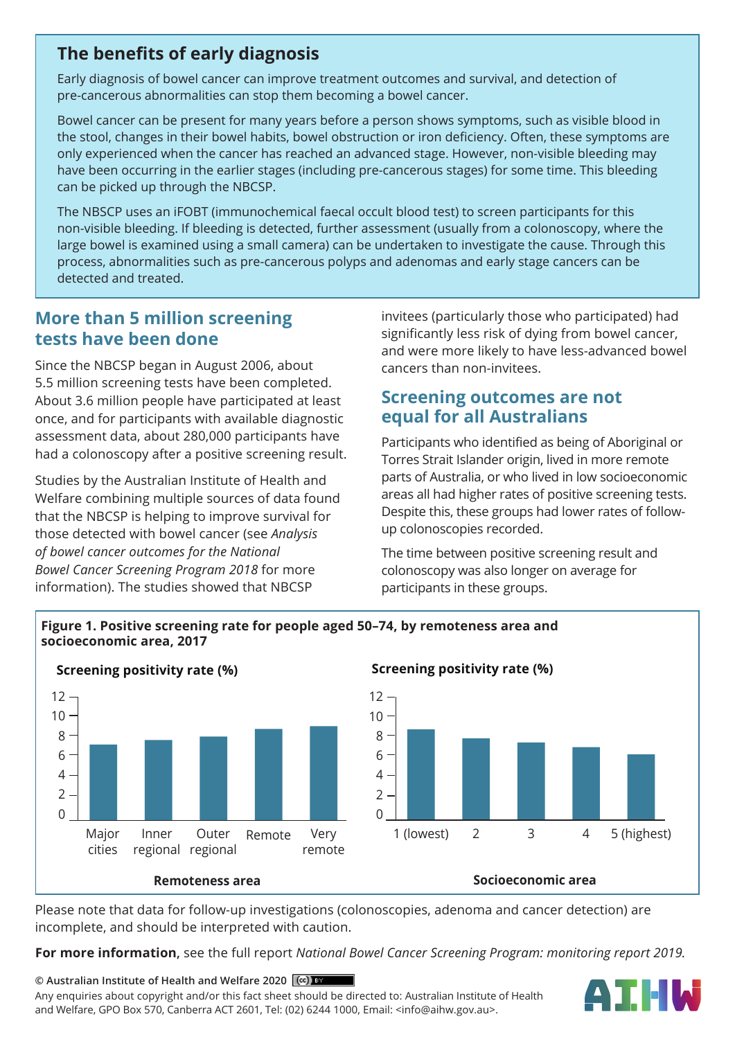## The benefits of early diagnosis

Early diagnosis of bowel cancer can improve treatment outcomes and survival, and detection of pre-cancerous abnormalities can stop them becoming a bowel cancer.

Bowel cancer can be present for many years before a person shows symptoms, such as visible blood in the stool, changes in their bowel habits, bowel obstruction or iron deficiency. Often, these symptoms are only experienced when the cancer has reached an advanced stage. However, non-visible bleeding may have been occurring in the earlier stages (including pre-cancerous stages) for some time. This bleeding can be picked up through the NBCSP.

The NBSCP uses an iFOBT (immunochemical faecal occult blood test) to screen participants for this non-visible bleeding. If bleeding is detected, further assessment (usually from a colonoscopy, where the large bowel is examined using a small camera) can be undertaken to investigate the cause. Through this process, abnormalities such as pre-cancerous polyps and adenomas and early stage cancers can be detected and treated.

## More than 5 million screening tests have been done

Since the NBCSP began in August 2006, about 5.5 million screening tests have been completed. About 3.6 million people have participated at least once, and for participants with available diagnostic assessment data, about 280,000 participants have had a colonoscopy after a positive screening result.

Studies by the Australian Institute of Health and Welfare combining multiple sources of data found that the NBCSP is helping to improve survival for those detected with bowel cancer (see *Analysis of bowel cancer outcomes for the National Bowel Cancer Screening Program 2018* for more information). The studies showed that NBCSP invitees (particularly those who participated) had significantly less risk of dying from bowel cancer, and were more likely to have less-advanced bowel cancers than non-invitees.

## Screening outcomes are not equal for all Australians

Participants who identified as being of Aboriginal or Torres Strait Islander origin, lived in more remote parts of Australia, or who lived in low socioeconomic areas all had higher rates of positive screening tests. Despite this, these groups had lower rates of follow-up colonoscopies recorded.

The time between positive screening result and colonoscopy was also longer on average for participants in these groups.

**Figure 1. Positive screening rate for people aged 50–74, by remoteness area and socioeconomic area, 2017**

Screening positivity rate (%)

12
10
8
6
4
2
0

Major cities
Inner regional
Outer regional
Remote
Very remote

Remoteness area

Screening positivity rate (%)

12
10
8
6
4
2
0

1 (lowest)
2
3
4
5 (highest)

Socioeconomic area

Please note that data for follow-up investigations (colonoscopies, adenoma and cancer detection) are incomplete, and should be interpreted with caution.

**For more information,** see the full report *National Bowel Cancer Screening Program: monitoring report 2019.*

© Australian Institute of Health and Welfare 2020

Any enquiries about copyright and/or this fact sheet should be directed to: Australian Institute of Health and Welfare, GPO Box 570, Canberra ACT 2601, Tel: (02) 6244 1000, Email: <info@aihw.gov.au>.